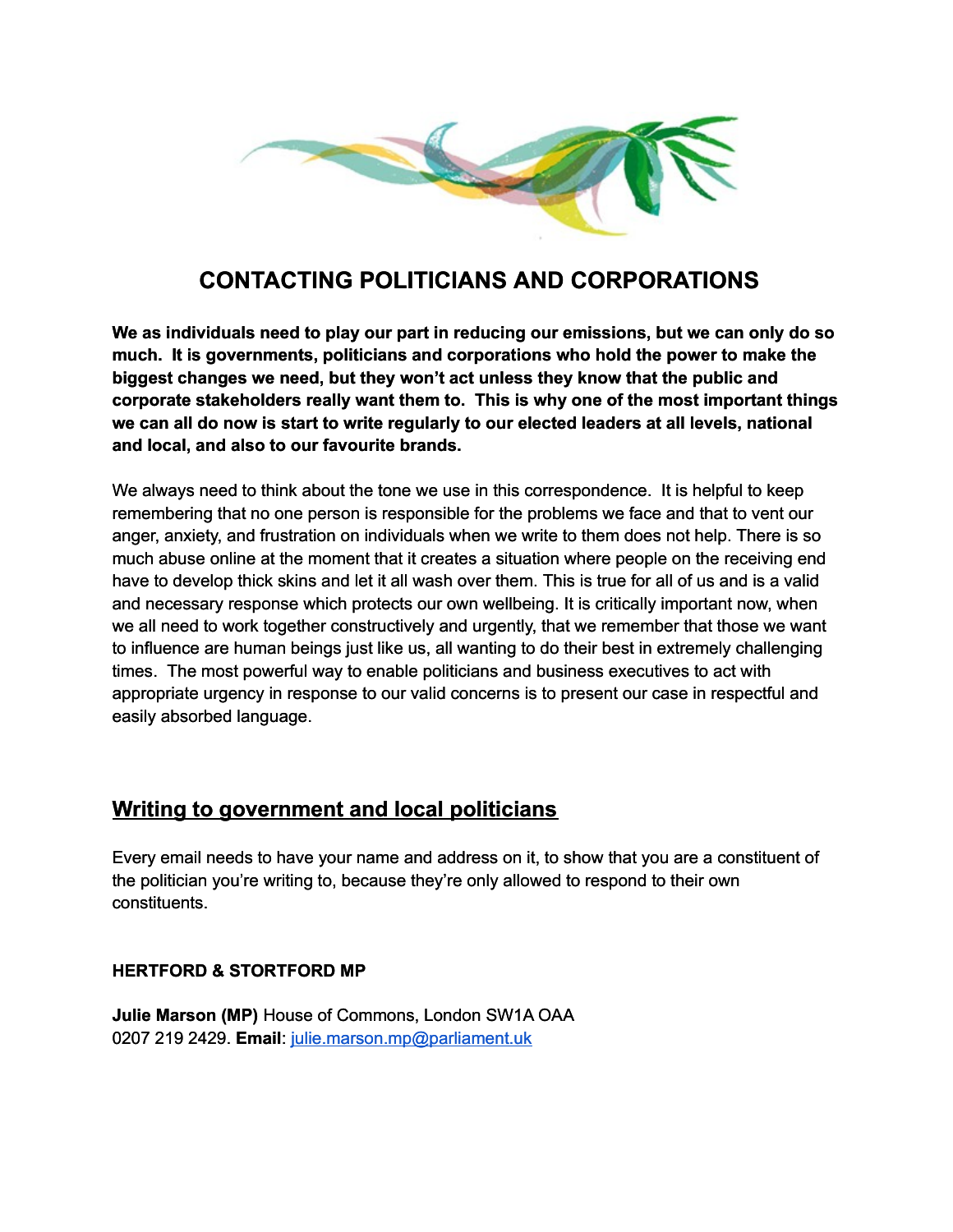# CONTACTING POLITICIANS AND CORPORATIONS

**We as individuals need to play our part in reducing our emissions, but we can only do so much. It is governments, politicians and corporations who hold the power to make the biggest changes we need, but they won't act unless they know that the public and corporate stakeholders really want them to. This is why one of the most important things we can all do now is start to write regularly to our elected leaders at all levels, national and local, and also to our favourite brands.**

We always need to think about the tone we use in this correspondence. It is helpful to keep remembering that no one person is responsible for the problems we face and that to vent our anger, anxiety, and frustration on individuals when we write to them does not help. There is so much abuse online at the moment that it creates a situation where people on the receiving end have to develop thick skins and let it all wash over them. This is true for all of us and is a valid and necessary response which protects our own wellbeing. It is critically important now, when we all need to work together constructively and urgently, that we remember that those we want to influence are human beings just like us, all wanting to do their best in extremely challenging times. The most powerful way to enable politicians and business executives to act with appropriate urgency in response to our valid concerns is to present our case in respectful and easily absorbed language.

## Writing to government and local politicians

Every email needs to have your name and address on it, to show that you are a constituent of the politician you're writing to, because they're only allowed to respond to their own constituents.

**HERTFORD & STORTFORD MP**

**Julie Marson (MP)** House of Commons, London SW1A OAA
0207 219 2429. **Email**: julie.marson.mp@parliament.uk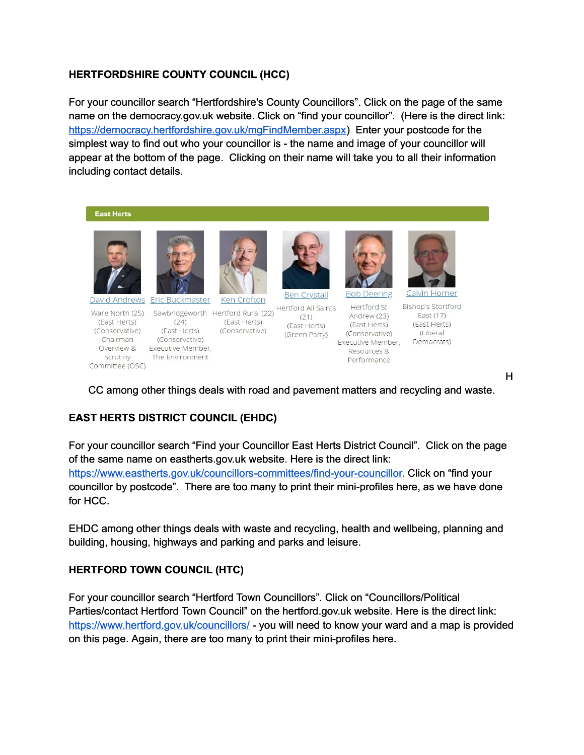## HERTFORDSHIRE COUNTY COUNCIL (HCC)

For your councillor search "Hertfordshire's County Councillors". Click on the page of the same name on the democracy.gov.uk website. Click on "find your councillor". (Here is the direct link: https://democracy.hertfordshire.gov.uk/mgFindMember.aspx) Enter your postcode for the simplest way to find out who your councillor is - the name and image of your councillor will appear at the bottom of the page. Clicking on their name will take you to all their information including contact details.

**East Herts**

| David Andrews | Eric Buckmaster | Ken Crofton | Ben Crystall | Bob Deering | Calvin Horner |
|---|---|---|---|---|---|
| Ware North (25) (East Herts) (Conservative) Chairman Overview & Scrutiny Committee (OSC) | Sawbridgeworth (24) (East Herts) (Conservative) Executive Member, The Environment | Hertford Rural (22) (East Herts) (Conservative) | Hertford All Saints (21) (East Herts) (Green Party) | Hertford St Andrew (23) (East Herts) (Conservative) Executive Member, Resources & Performance | Bishop's Stortford East (17) (East Herts) (Liberal Democrats) |

HCC among other things deals with road and pavement matters and recycling and waste.

## EAST HERTS DISTRICT COUNCIL (EHDC)

For your councillor search "Find your Councillor East Herts District Council". Click on the page of the same name on eastherts.gov.uk website. Here is the direct link: https://www.eastherts.gov.uk/councillors-committees/find-your-councillor. Click on "find your councillor by postcode". There are too many to print their mini-profiles here, as we have done for HCC.

EHDC among other things deals with waste and recycling, health and wellbeing, planning and building, housing, highways and parking and parks and leisure.

## HERTFORD TOWN COUNCIL (HTC)

For your councillor search "Hertford Town Councillors". Click on "Councillors/Political Parties/contact Hertford Town Council" on the hertford.gov.uk website. Here is the direct link: https://www.hertford.gov.uk/councillors/ - you will need to know your ward and a map is provided on this page. Again, there are too many to print their mini-profiles here.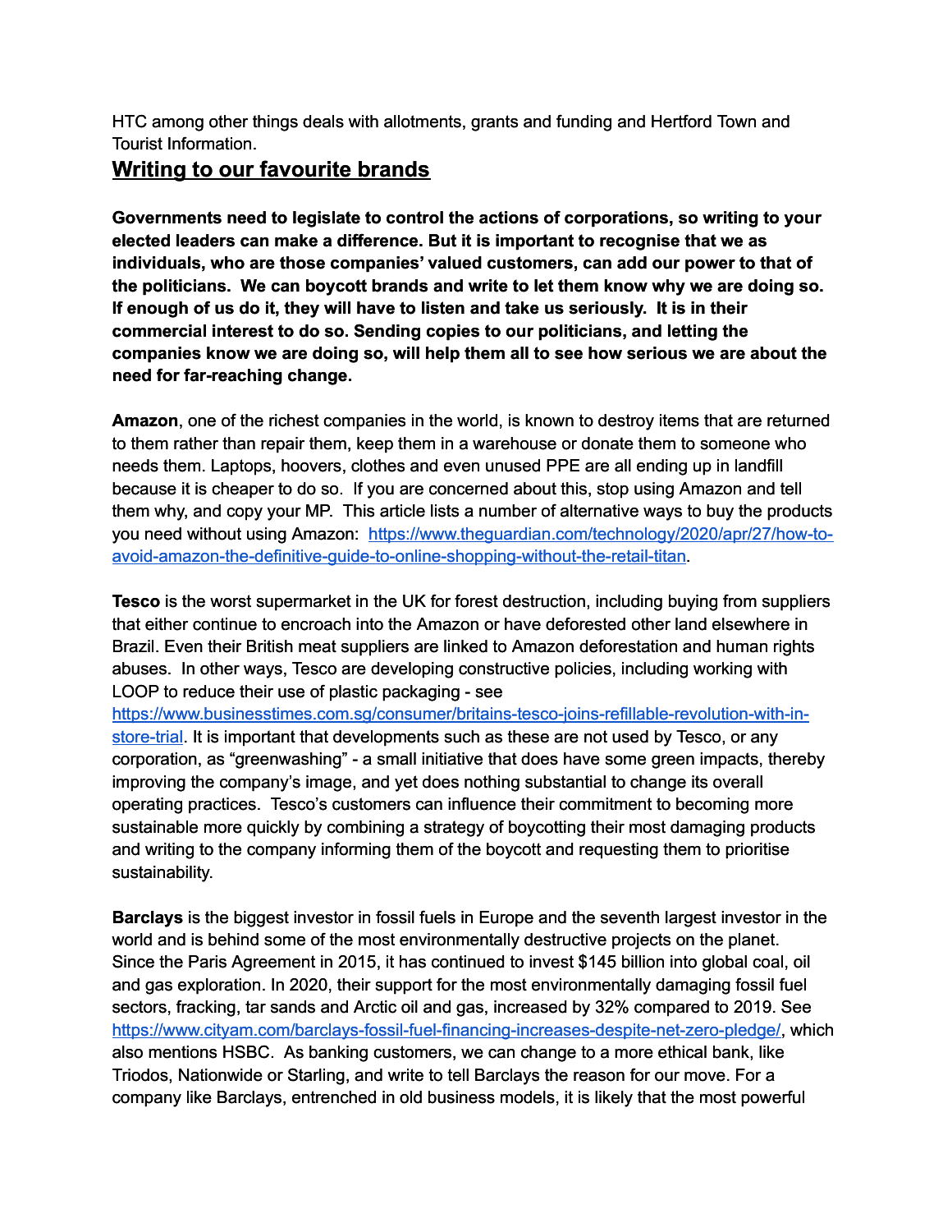HTC among other things deals with allotments, grants and funding and Hertford Town and Tourist Information.

## Writing to our favourite brands

**Governments need to legislate to control the actions of corporations, so writing to your elected leaders can make a difference. But it is important to recognise that we as individuals, who are those companies' valued customers, can add our power to that of the politicians. We can boycott brands and write to let them know why we are doing so. If enough of us do it, they will have to listen and take us seriously. It is in their commercial interest to do so. Sending copies to our politicians, and letting the companies know we are doing so, will help them all to see how serious we are about the need for far-reaching change.**

**Amazon**, one of the richest companies in the world, is known to destroy items that are returned to them rather than repair them, keep them in a warehouse or donate them to someone who needs them. Laptops, hoovers, clothes and even unused PPE are all ending up in landfill because it is cheaper to do so. If you are concerned about this, stop using Amazon and tell them why, and copy your MP. This article lists a number of alternative ways to buy the products you need without using Amazon: [https://www.theguardian.com/technology/2020/apr/27/how-to-avoid-amazon-the-definitive-guide-to-online-shopping-without-the-retail-titan](https://www.theguardian.com/technology/2020/apr/27/how-to-avoid-amazon-the-definitive-guide-to-online-shopping-without-the-retail-titan).

**Tesco** is the worst supermarket in the UK for forest destruction, including buying from suppliers that either continue to encroach into the Amazon or have deforested other land elsewhere in Brazil. Even their British meat suppliers are linked to Amazon deforestation and human rights abuses. In other ways, Tesco are developing constructive policies, including working with LOOP to reduce their use of plastic packaging - see [https://www.businesstimes.com.sg/consumer/britains-tesco-joins-refillable-revolution-with-in-store-trial](https://www.businesstimes.com.sg/consumer/britains-tesco-joins-refillable-revolution-with-in-store-trial). It is important that developments such as these are not used by Tesco, or any corporation, as "greenwashing" - a small initiative that does have some green impacts, thereby improving the company's image, and yet does nothing substantial to change its overall operating practices. Tesco's customers can influence their commitment to becoming more sustainable more quickly by combining a strategy of boycotting their most damaging products and writing to the company informing them of the boycott and requesting them to prioritise sustainability.

**Barclays** is the biggest investor in fossil fuels in Europe and the seventh largest investor in the world and is behind some of the most environmentally destructive projects on the planet. Since the Paris Agreement in 2015, it has continued to invest $145 billion into global coal, oil and gas exploration. In 2020, their support for the most environmentally damaging fossil fuel sectors, fracking, tar sands and Arctic oil and gas, increased by 32% compared to 2019. See [https://www.cityam.com/barclays-fossil-fuel-financing-increases-despite-net-zero-pledge/](https://www.cityam.com/barclays-fossil-fuel-financing-increases-despite-net-zero-pledge/), which also mentions HSBC. As banking customers, we can change to a more ethical bank, like Triodos, Nationwide or Starling, and write to tell Barclays the reason for our move. For a company like Barclays, entrenched in old business models, it is likely that the most powerful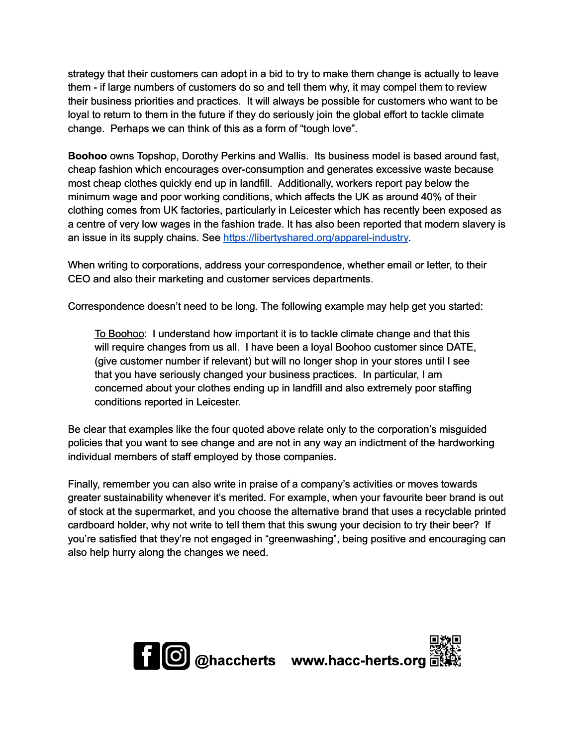strategy that their customers can adopt in a bid to try to make them change is actually to leave them - if large numbers of customers do so and tell them why, it may compel them to review their business priorities and practices. It will always be possible for customers who want to be loyal to return to them in the future if they do seriously join the global effort to tackle climate change. Perhaps we can think of this as a form of "tough love".

**Boohoo** owns Topshop, Dorothy Perkins and Wallis. Its business model is based around fast, cheap fashion which encourages over-consumption and generates excessive waste because most cheap clothes quickly end up in landfill. Additionally, workers report pay below the minimum wage and poor working conditions, which affects the UK as around 40% of their clothing comes from UK factories, particularly in Leicester which has recently been exposed as a centre of very low wages in the fashion trade. It has also been reported that modern slavery is an issue in its supply chains. See [https://libertyshared.org/apparel-industry](https://libertyshared.org/apparel-industry).

When writing to corporations, address your correspondence, whether email or letter, to their CEO and also their marketing and customer services departments.

Correspondence doesn't need to be long. The following example may help get you started:

> To Boohoo: I understand how important it is to tackle climate change and that this will require changes from us all. I have been a loyal Boohoo customer since DATE, (give customer number if relevant) but will no longer shop in your stores until I see that you have seriously changed your business practices. In particular, I am concerned about your clothes ending up in landfill and also extremely poor staffing conditions reported in Leicester.

Be clear that examples like the four quoted above relate only to the corporation's misguided policies that you want to see change and are not in any way an indictment of the hardworking individual members of staff employed by those companies.

Finally, remember you can also write in praise of a company's activities or moves towards greater sustainability whenever it's merited. For example, when your favourite beer brand is out of stock at the supermarket, and you choose the alternative brand that uses a recyclable printed cardboard holder, why not write to tell them that this swung your decision to try their beer? If you're satisfied that they're not engaged in "greenwashing", being positive and encouraging can also help hurry along the changes we need.

@haccherts www.hacc-herts.org